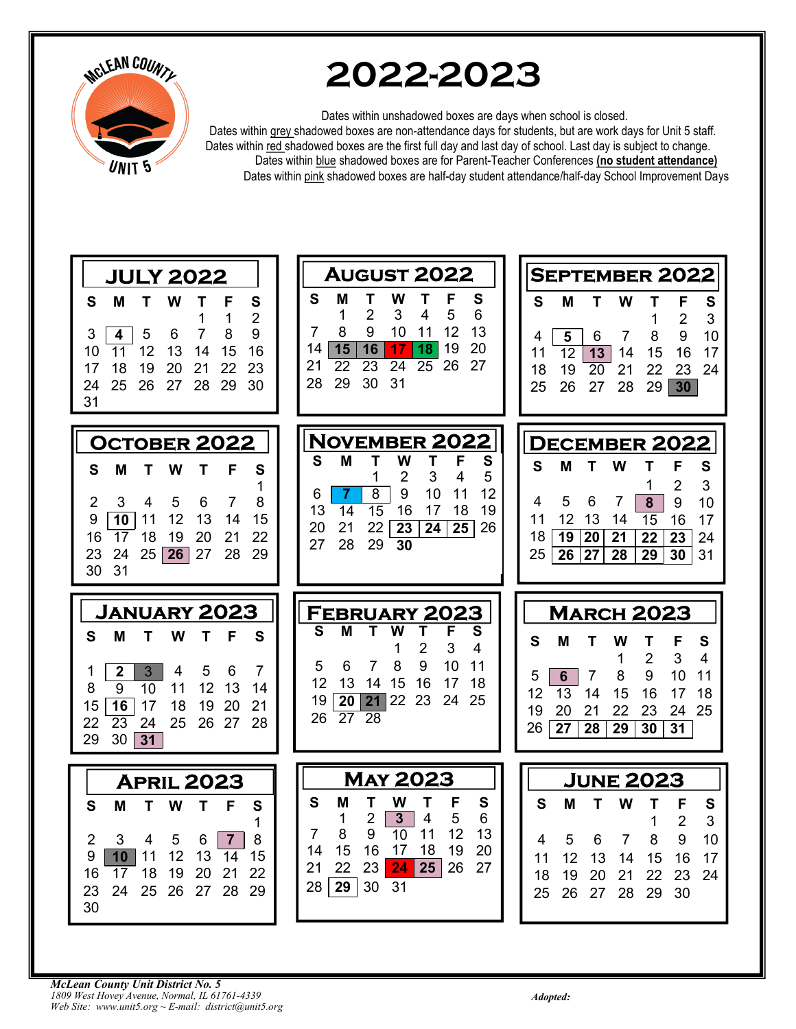# 2022-2023

Dates within unshadowed boxes are days when school is closed.
Dates within grey shadowed boxes are non-attendance days for students, but are work days for Unit 5 staff.
Dates within red shadowed boxes are the first full day and last day of school. Last day is subject to change.
Dates within blue shadowed boxes are for Parent-Teacher Conferences **(no student attendance)**
Dates within pink shadowed boxes are half-day student attendance/half-day School Improvement Days

## JULY 2022

| S | M | T | W | T | F | S |
|---|---|---|---|---|---|---|
| | | | | | 1 | 2 |
| 3 | 4 | 5 | 6 | 7 | 8 | 9 |
| 10 | 11 | 12 | 13 | 14 | 15 | 16 |
| 17 | 18 | 19 | 20 | 21 | 22 | 23 |
| 24 | 25 | 26 | 27 | 28 | 29 | 30 |
| 31 | | | | | | |

## AUGUST 2022

| S | M | T | W | T | F | S |
|---|---|---|---|---|---|---|
| | 1 | 2 | 3 | 4 | 5 | 6 |
| 7 | 8 | 9 | 10 | 11 | 12 | 13 |
| 14 | 15 | 16 | 17 | 18 | 19 | 20 |
| 21 | 22 | 23 | 24 | 25 | 26 | 27 |
| 28 | 29 | 30 | 31 | | | |

## SEPTEMBER 2022

| S | M | T | W | T | F | S |
|---|---|---|---|---|---|---|
| | | | | 1 | 2 | 3 |
| 4 | 5 | 6 | 7 | 8 | 9 | 10 |
| 11 | 12 | 13 | 14 | 15 | 16 | 17 |
| 18 | 19 | 20 | 21 | 22 | 23 | 24 |
| 25 | 26 | 27 | 28 | 29 | 30 | |

## OCTOBER 2022

| S | M | T | W | T | F | S |
|---|---|---|---|---|---|---|
| | | | | | | 1 |
| 2 | 3 | 4 | 5 | 6 | 7 | 8 |
| 9 | 10 | 11 | 12 | 13 | 14 | 15 |
| 16 | 17 | 18 | 19 | 20 | 21 | 22 |
| 23 | 24 | 25 | 26 | 27 | 28 | 29 |
| 30 | 31 | | | | | |

## NOVEMBER 2022

| S | M | T | W | T | F | S |
|---|---|---|---|---|---|---|
| | | 1 | 2 | 3 | 4 | 5 |
| 6 | 7 | 8 | 9 | 10 | 11 | 12 |
| 13 | 14 | 15 | 16 | 17 | 18 | 19 |
| 20 | 21 | 22 | 23 | 24 | 25 | 26 |
| 27 | 28 | 29 | 30 | | | |

## DECEMBER 2022

| S | M | T | W | T | F | S |
|---|---|---|---|---|---|---|
| | | | | 1 | 2 | 3 |
| 4 | 5 | 6 | 7 | 8 | 9 | 10 |
| 11 | 12 | 13 | 14 | 15 | 16 | 17 |
| 18 | 19 | 20 | 21 | 22 | 23 | 24 |
| 25 | 26 | 27 | 28 | 29 | 30 | 31 |

## JANUARY 2023

| S | M | T | W | T | F | S |
|---|---|---|---|---|---|---|
| 1 | 2 | 3 | 4 | 5 | 6 | 7 |
| 8 | 9 | 10 | 11 | 12 | 13 | 14 |
| 15 | 16 | 17 | 18 | 19 | 20 | 21 |
| 22 | 23 | 24 | 25 | 26 | 27 | 28 |
| 29 | 30 | 31 | | | | |

## FEBRUARY 2023

| S | M | T | W | T | F | S |
|---|---|---|---|---|---|---|
| | | | 1 | 2 | 3 | 4 |
| 5 | 6 | 7 | 8 | 9 | 10 | 11 |
| 12 | 13 | 14 | 15 | 16 | 17 | 18 |
| 19 | 20 | 21 | 22 | 23 | 24 | 25 |
| 26 | 27 | 28 | | | | |

## MARCH 2023

| S | M | T | W | T | F | S |
|---|---|---|---|---|---|---|
| | | | 1 | 2 | 3 | 4 |
| 5 | 6 | 7 | 8 | 9 | 10 | 11 |
| 12 | 13 | 14 | 15 | 16 | 17 | 18 |
| 19 | 20 | 21 | 22 | 23 | 24 | 25 |
| 26 | 27 | 28 | 29 | 30 | 31 | |

## APRIL 2023

| S | M | T | W | T | F | S |
|---|---|---|---|---|---|---|
| | | | | | | 1 |
| 2 | 3 | 4 | 5 | 6 | 7 | 8 |
| 9 | 10 | 11 | 12 | 13 | 14 | 15 |
| 16 | 17 | 18 | 19 | 20 | 21 | 22 |
| 23 | 24 | 25 | 26 | 27 | 28 | 29 |
| 30 | | | | | | |

## MAY 2023

| S | M | T | W | T | F | S |
|---|---|---|---|---|---|---|
| | 1 | 2 | 3 | 4 | 5 | 6 |
| 7 | 8 | 9 | 10 | 11 | 12 | 13 |
| 14 | 15 | 16 | 17 | 18 | 19 | 20 |
| 21 | 22 | 23 | 24 | 25 | 26 | 27 |
| 28 | 29 | 30 | 31 | | | |

## JUNE 2023

| S | M | T | W | T | F | S |
|---|---|---|---|---|---|---|
| | | | | 1 | 2 | 3 |
| 4 | 5 | 6 | 7 | 8 | 9 | 10 |
| 11 | 12 | 13 | 14 | 15 | 16 | 17 |
| 18 | 19 | 20 | 21 | 22 | 23 | 24 |
| 25 | 26 | 27 | 28 | 29 | 30 | |

*McLean County Unit District No. 5*
*1809 West Hovey Avenue, Normal, IL 61761-4339*
*Web Site: www.unit5.org ~ E-mail: district@unit5.org*

*Adopted:*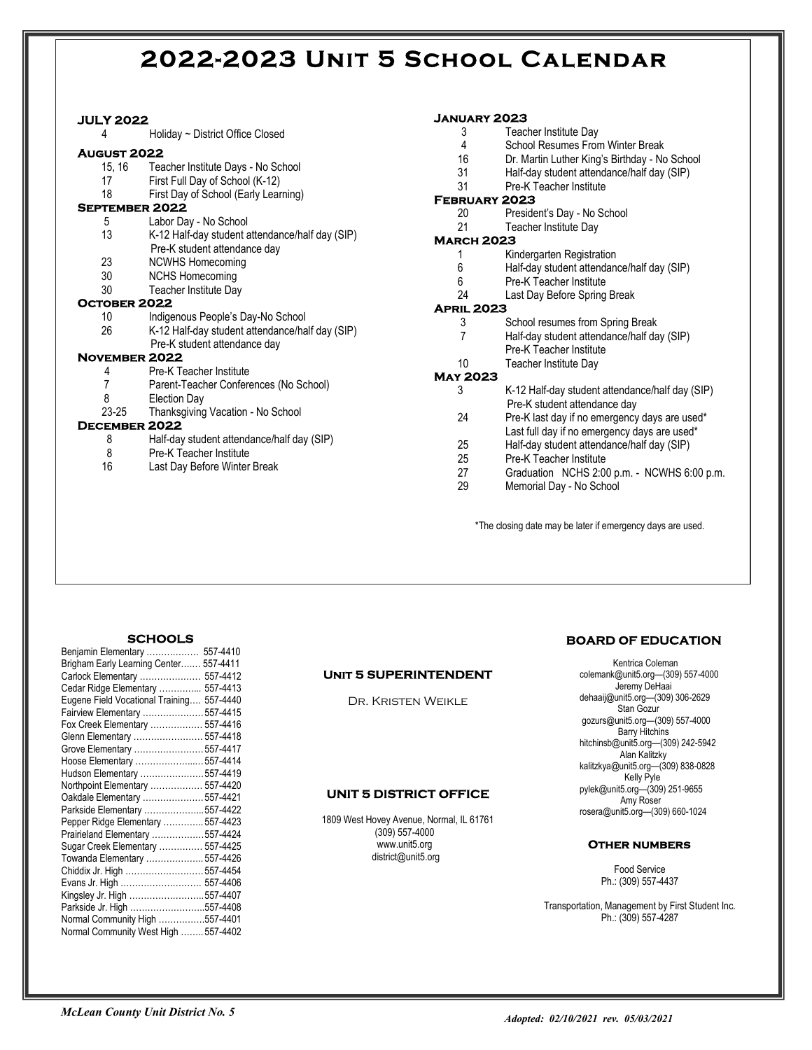# 2022-2023 Unit 5 School Calendar

### JULY 2022

| | |
|---|---|
| 4 | Holiday ~ District Office Closed |

### August 2022

| | |
|---|---|
| 15, 16 | Teacher Institute Days - No School |
| 17 | First Full Day of School (K-12) |
| 18 | First Day of School (Early Learning) |

### September 2022

| | |
|---|---|
| 5 | Labor Day - No School |
| 13 | K-12 Half-day student attendance/half day (SIP) Pre-K student attendance day |
| 23 | NCWHS Homecoming |
| 30 | NCHS Homecoming |
| 30 | Teacher Institute Day |

### October 2022

| | |
|---|---|
| 10 | Indigenous People's Day-No School |
| 26 | K-12 Half-day student attendance/half day (SIP) Pre-K student attendance day |

### November 2022

| | |
|---|---|
| 4 | Pre-K Teacher Institute |
| 7 | Parent-Teacher Conferences (No School) |
| 8 | Election Day |
| 23-25 | Thanksgiving Vacation - No School |

### December 2022

| | |
|---|---|
| 8 | Half-day student attendance/half day (SIP) |
| 8 | Pre-K Teacher Institute |
| 16 | Last Day Before Winter Break |

### January 2023

| | |
|---|---|
| 3 | Teacher Institute Day |
| 4 | School Resumes From Winter Break |
| 16 | Dr. Martin Luther King's Birthday - No School |
| 31 | Half-day student attendance/half day (SIP) |
| 31 | Pre-K Teacher Institute |

### February 2023

| | |
|---|---|
| 20 | President's Day - No School |
| 21 | Teacher Institute Day |

### March 2023

| | |
|---|---|
| 1 | Kindergarten Registration |
| 6 | Half-day student attendance/half day (SIP) |
| 6 | Pre-K Teacher Institute |
| 24 | Last Day Before Spring Break |

### April 2023

| | |
|---|---|
| 3 | School resumes from Spring Break |
| 7 | Half-day student attendance/half day (SIP) Pre-K Teacher Institute |
| 10 | Teacher Institute Day |

### May 2023

| | |
|---|---|
| 3 | K-12 Half-day student attendance/half day (SIP) Pre-K student attendance day |
| 24 | Pre-K last day if no emergency days are used* Last full day if no emergency days are used* |
| 25 | Half-day student attendance/half day (SIP) |
| 25 | Pre-K Teacher Institute |
| 27 | Graduation NCHS 2:00 p.m. - NCWHS 6:00 p.m. |
| 29 | Memorial Day - No School |

*The closing date may be later if emergency days are used.

## SCHOOLS

| | |
|---|---|
| Benjamin Elementary | 557-4410 |
| Brigham Early Learning Center | 557-4411 |
| Carlock Elementary | 557-4412 |
| Cedar Ridge Elementary | 557-4413 |
| Eugene Field Vocational Training | 557-4440 |
| Fairview Elementary | 557-4415 |
| Fox Creek Elementary | 557-4416 |
| Glenn Elementary | 557-4418 |
| Grove Elementary | 557-4417 |
| Hoose Elementary | 557-4414 |
| Hudson Elementary | 557-4419 |
| Northpoint Elementary | 557-4420 |
| Oakdale Elementary | 557-4421 |
| Parkside Elementary | 557-4422 |
| Pepper Ridge Elementary | 557-4423 |
| Prairieland Elementary | 557-4424 |
| Sugar Creek Elementary | 557-4425 |
| Towanda Elementary | 557-4426 |
| Chiddix Jr. High | 557-4454 |
| Evans Jr. High | 557-4406 |
| Kingsley Jr. High | 557-4407 |
| Parkside Jr. High | 557-4408 |
| Normal Community High | 557-4401 |
| Normal Community West High | 557-4402 |

## Unit 5 Superintendent

Dr. Kristen Weikle

## UNIT 5 DISTRICT OFFICE

1809 West Hovey Avenue, Normal, IL 61761
(309) 557-4000
www.unit5.org
district@unit5.org

## BOARD OF EDUCATION

Kentrica Coleman
colemank@unit5.org—(309) 557-4000

Jeremy DeHaai
dehaaij@unit5.org—(309) 306-2629

Stan Gozur
gozurs@unit5.org—(309) 557-4000

Barry Hitchins
hitchinsb@unit5.org—(309) 242-5942

Alan Kalitzky
kalitzkya@unit5.org—(309) 838-0828

Kelly Pyle
pylek@unit5.org—(309) 251-9655

Amy Roser
rosera@unit5.org—(309) 660-1024

## Other numbers

Food Service
Ph.: (309) 557-4437

Transportation, Management by First Student Inc.
Ph.: (309) 557-4287

*McLean County Unit District No. 5*

*Adopted: 02/10/2021 rev. 05/03/2021*